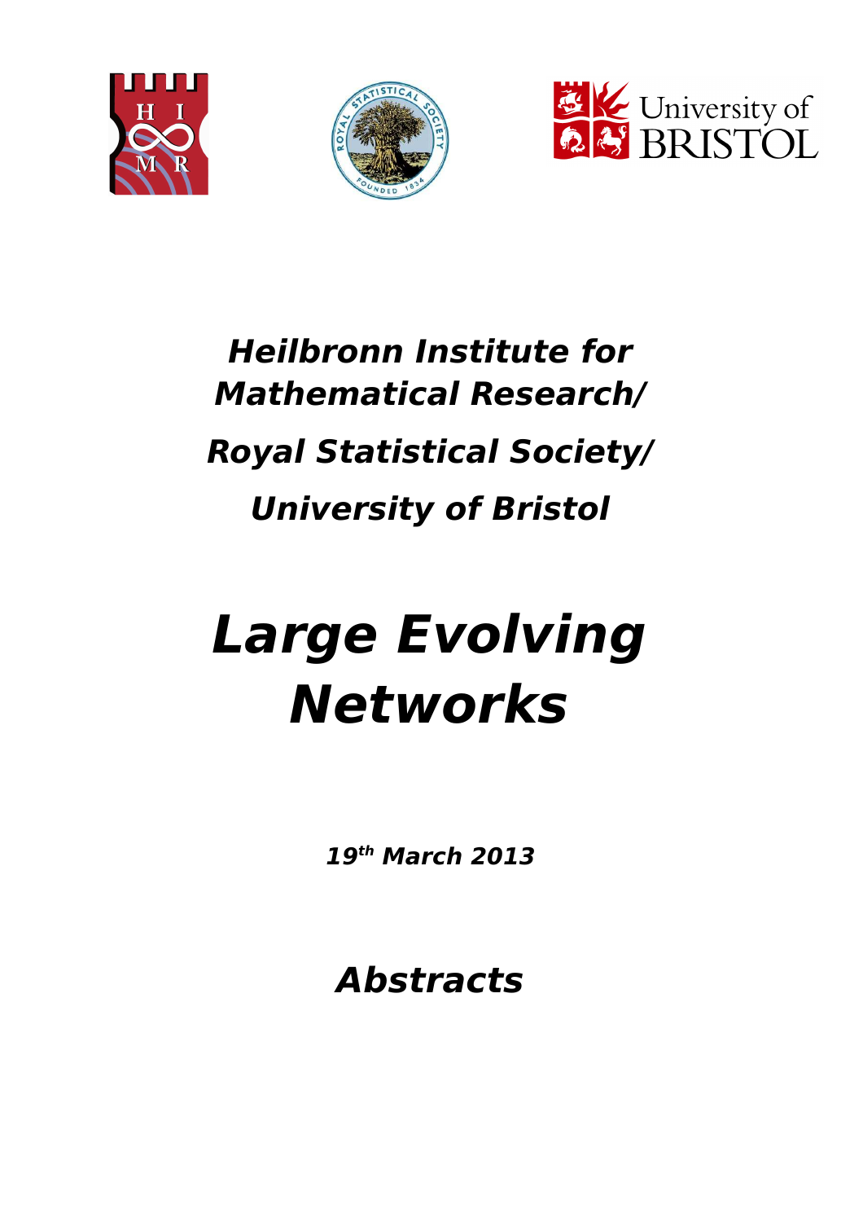## *Heilbronn Institute for Mathematical Research/*

## *Royal Statistical Society/*

## *University of Bristol*

# *Large Evolving Networks*

***19th March 2013***

## *Abstracts*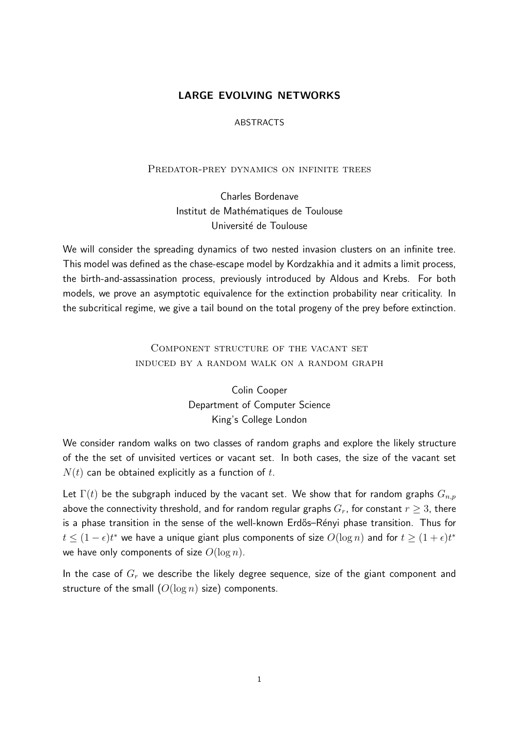# LARGE EVOLVING NETWORKS

ABSTRACTS

## Predator-prey dynamics on infinite trees

Charles Bordenave
Institut de Mathématiques de Toulouse
Université de Toulouse

We will consider the spreading dynamics of two nested invasion clusters on an infinite tree. This model was defined as the chase-escape model by Kordzakhia and it admits a limit process, the birth-and-assassination process, previously introduced by Aldous and Krebs. For both models, we prove an asymptotic equivalence for the extinction probability near criticality. In the subcritical regime, we give a tail bound on the total progeny of the prey before extinction.

## Component structure of the vacant set induced by a random walk on a random graph

Colin Cooper
Department of Computer Science
King's College London

We consider random walks on two classes of random graphs and explore the likely structure of the the set of unvisited vertices or vacant set. In both cases, the size of the vacant set $N(t)$ can be obtained explicitly as a function of $t$.

Let $\Gamma(t)$ be the subgraph induced by the vacant set. We show that for random graphs $G_{n,p}$ above the connectivity threshold, and for random regular graphs $G_r$, for constant $r \geq 3$, there is a phase transition in the sense of the well-known Erdős–Rényi phase transition. Thus for $t \leq (1-\epsilon)t^*$ we have a unique giant plus components of size $O(\log n)$ and for $t \geq (1+\epsilon)t^*$ we have only components of size $O(\log n)$.

In the case of $G_r$ we describe the likely degree sequence, size of the giant component and structure of the small ($O(\log n)$ size) components.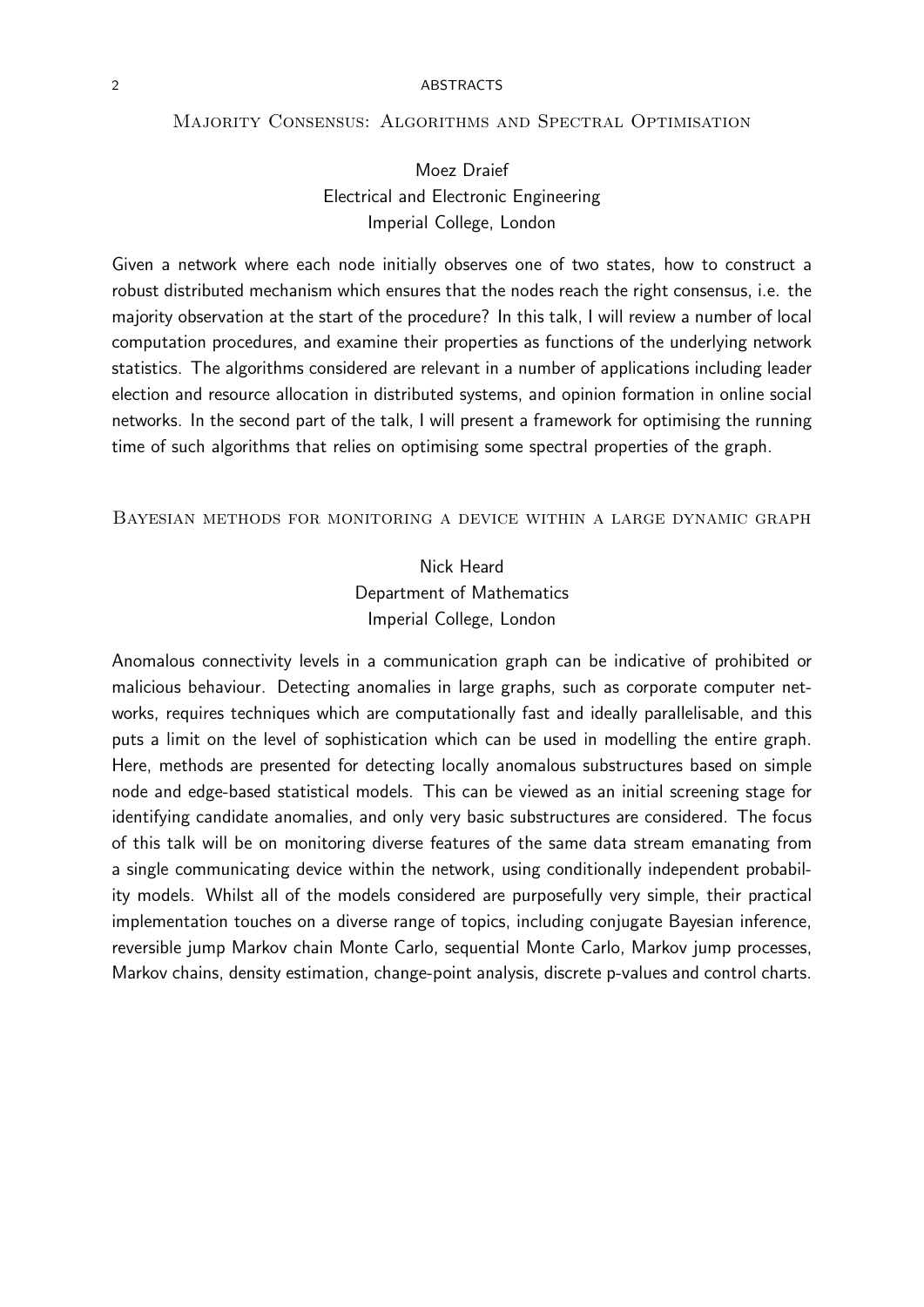## Majority Consensus: Algorithms and Spectral Optimisation

Moez Draief
Electrical and Electronic Engineering
Imperial College, London

Given a network where each node initially observes one of two states, how to construct a robust distributed mechanism which ensures that the nodes reach the right consensus, i.e. the majority observation at the start of the procedure? In this talk, I will review a number of local computation procedures, and examine their properties as functions of the underlying network statistics. The algorithms considered are relevant in a number of applications including leader election and resource allocation in distributed systems, and opinion formation in online social networks. In the second part of the talk, I will present a framework for optimising the running time of such algorithms that relies on optimising some spectral properties of the graph.

## Bayesian methods for monitoring a device within a large dynamic graph

Nick Heard
Department of Mathematics
Imperial College, London

Anomalous connectivity levels in a communication graph can be indicative of prohibited or malicious behaviour. Detecting anomalies in large graphs, such as corporate computer networks, requires techniques which are computationally fast and ideally parallelisable, and this puts a limit on the level of sophistication which can be used in modelling the entire graph. Here, methods are presented for detecting locally anomalous substructures based on simple node and edge-based statistical models. This can be viewed as an initial screening stage for identifying candidate anomalies, and only very basic substructures are considered. The focus of this talk will be on monitoring diverse features of the same data stream emanating from a single communicating device within the network, using conditionally independent probability models. Whilst all of the models considered are purposefully very simple, their practical implementation touches on a diverse range of topics, including conjugate Bayesian inference, reversible jump Markov chain Monte Carlo, sequential Monte Carlo, Markov jump processes, Markov chains, density estimation, change-point analysis, discrete p-values and control charts.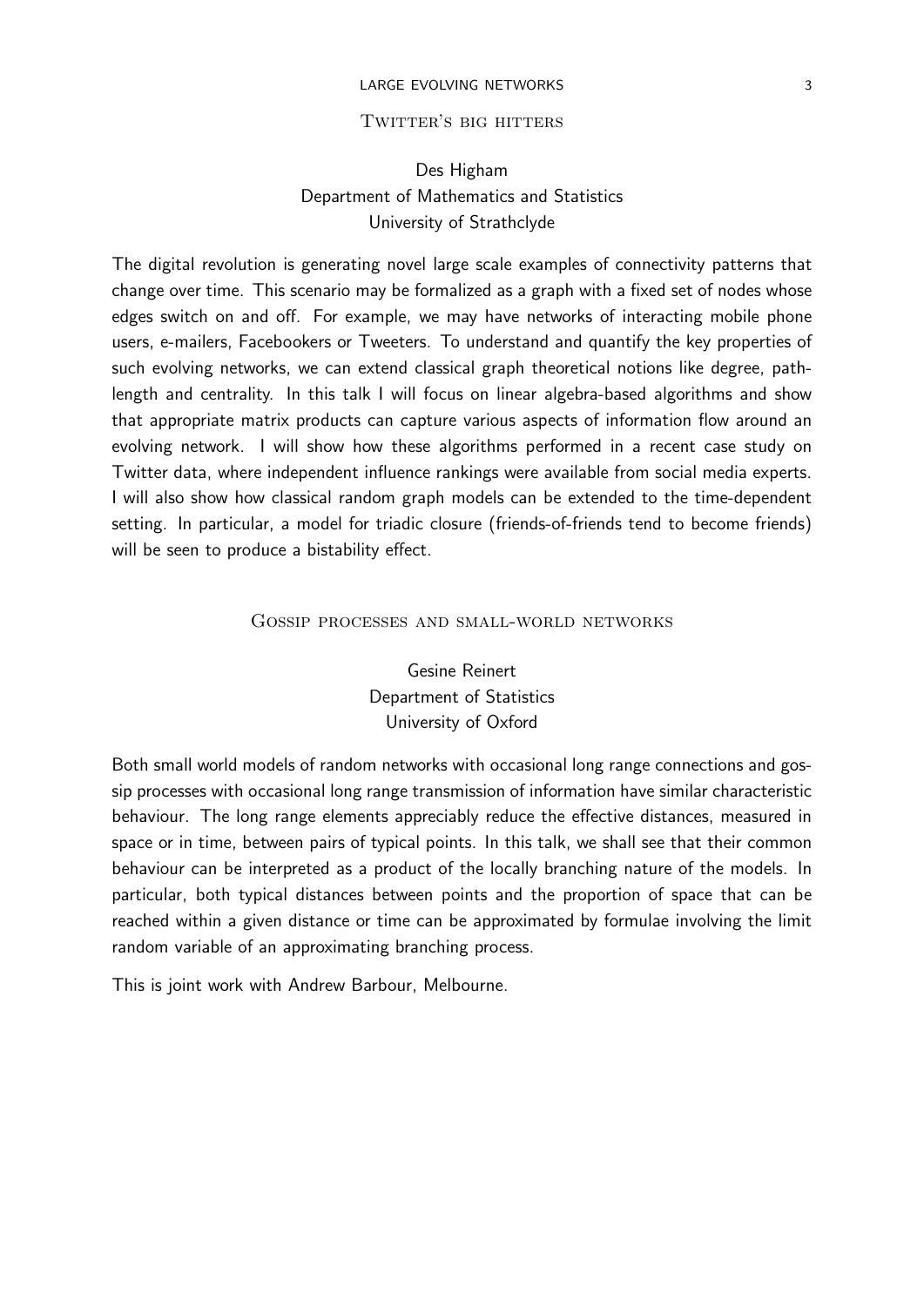## Twitter's big hitters

Des Higham
Department of Mathematics and Statistics
University of Strathclyde

The digital revolution is generating novel large scale examples of connectivity patterns that change over time. This scenario may be formalized as a graph with a fixed set of nodes whose edges switch on and off. For example, we may have networks of interacting mobile phone users, e-mailers, Facebookers or Tweeters. To understand and quantify the key properties of such evolving networks, we can extend classical graph theoretical notions like degree, pathlength and centrality. In this talk I will focus on linear algebra-based algorithms and show that appropriate matrix products can capture various aspects of information flow around an evolving network. I will show how these algorithms performed in a recent case study on Twitter data, where independent influence rankings were available from social media experts. I will also show how classical random graph models can be extended to the time-dependent setting. In particular, a model for triadic closure (friends-of-friends tend to become friends) will be seen to produce a bistability effect.

## Gossip processes and small-world networks

Gesine Reinert
Department of Statistics
University of Oxford

Both small world models of random networks with occasional long range connections and gossip processes with occasional long range transmission of information have similar characteristic behaviour. The long range elements appreciably reduce the effective distances, measured in space or in time, between pairs of typical points. In this talk, we shall see that their common behaviour can be interpreted as a product of the locally branching nature of the models. In particular, both typical distances between points and the proportion of space that can be reached within a given distance or time can be approximated by formulae involving the limit random variable of an approximating branching process.

This is joint work with Andrew Barbour, Melbourne.